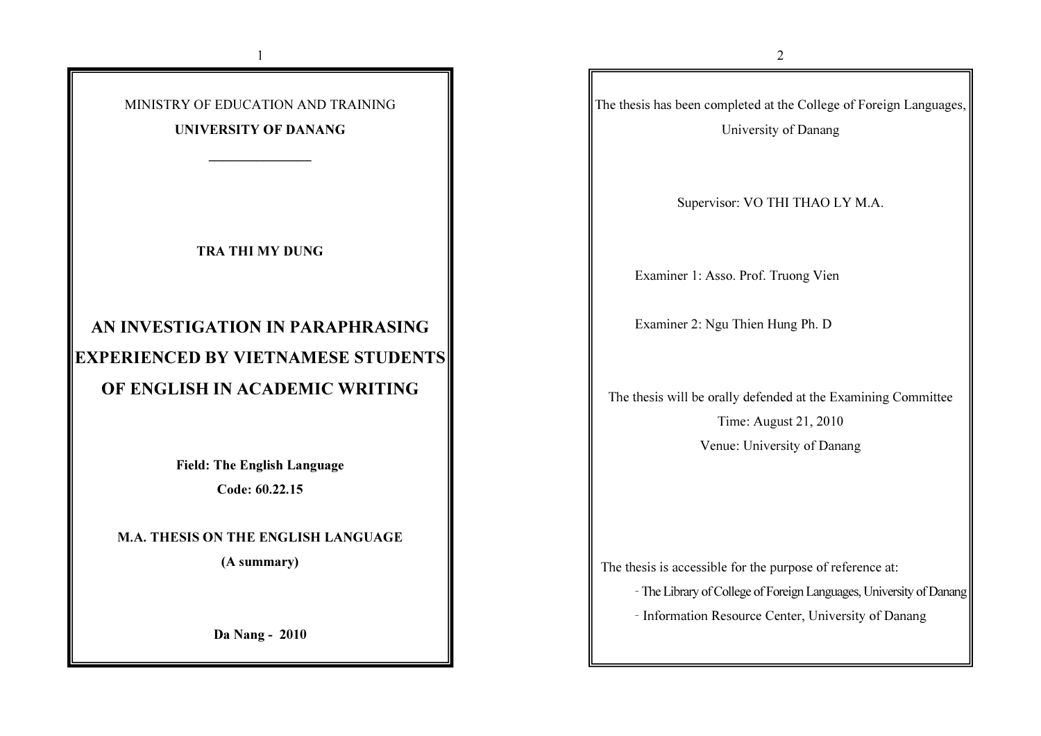MINISTRY OF EDUCATION AND TRAINING

**UNIVERSITY OF DANANG**

---

**TRA THI MY DUNG**

# AN INVESTIGATION IN PARAPHRASING EXPERIENCED BY VIETNAMESE STUDENTS OF ENGLISH IN ACADEMIC WRITING

**Field: The English Language**

**Code: 60.22.15**

**M.A. THESIS ON THE ENGLISH LANGUAGE**

**(A summary)**

**Da Nang - 2010**

The thesis has been completed at the College of Foreign Languages, University of Danang

Supervisor: VO THI THAO LY M.A.

Examiner 1: Asso. Prof. Truong Vien

Examiner 2: Ngu Thien Hung Ph. D

The thesis will be orally defended at the Examining Committee

Time: August 21, 2010

Venue: University of Danang

The thesis is accessible for the purpose of reference at:

- The Library of College of Foreign Languages, University of Danang
- Information Resource Center, University of Danang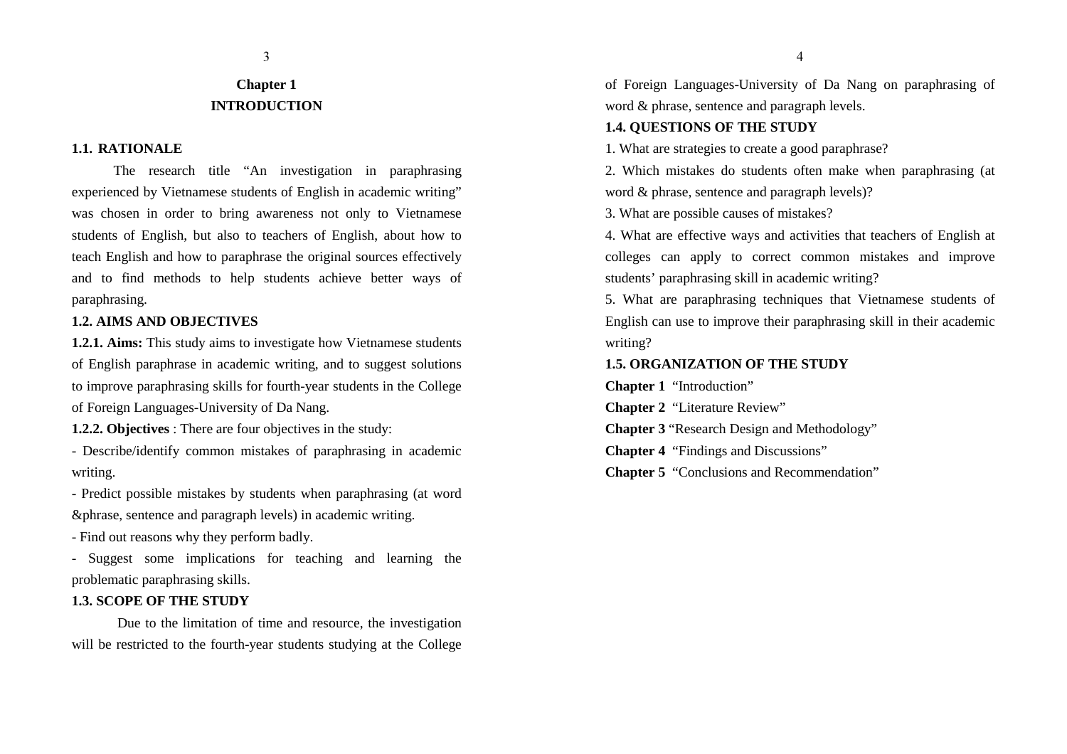# Chapter 1
# INTRODUCTION

## 1.1. RATIONALE

The research title "An investigation in paraphrasing experienced by Vietnamese students of English in academic writing" was chosen in order to bring awareness not only to Vietnamese students of English, but also to teachers of English, about how to teach English and how to paraphrase the original sources effectively and to find methods to help students achieve better ways of paraphrasing.

## 1.2. AIMS AND OBJECTIVES

**1.2.1. Aims:** This study aims to investigate how Vietnamese students of English paraphrase in academic writing, and to suggest solutions to improve paraphrasing skills for fourth-year students in the College of Foreign Languages-University of Da Nang.

**1.2.2. Objectives** : There are four objectives in the study:

- Describe/identify common mistakes of paraphrasing in academic writing.
- Predict possible mistakes by students when paraphrasing (at word &phrase, sentence and paragraph levels) in academic writing.
- Find out reasons why they perform badly.
- Suggest some implications for teaching and learning the problematic paraphrasing skills.

## 1.3. SCOPE OF THE STUDY

Due to the limitation of time and resource, the investigation will be restricted to the fourth-year students studying at the College of Foreign Languages-University of Da Nang on paraphrasing of word & phrase, sentence and paragraph levels.

## 1.4. QUESTIONS OF THE STUDY

1. What are strategies to create a good paraphrase?
2. Which mistakes do students often make when paraphrasing (at word & phrase, sentence and paragraph levels)?
3. What are possible causes of mistakes?
4. What are effective ways and activities that teachers of English at colleges can apply to correct common mistakes and improve students' paraphrasing skill in academic writing?
5. What are paraphrasing techniques that Vietnamese students of English can use to improve their paraphrasing skill in their academic writing?

## 1.5. ORGANIZATION OF THE STUDY

**Chapter 1** "Introduction"

**Chapter 2** "Literature Review"

**Chapter 3** "Research Design and Methodology"

**Chapter 4** "Findings and Discussions"

**Chapter 5** "Conclusions and Recommendation"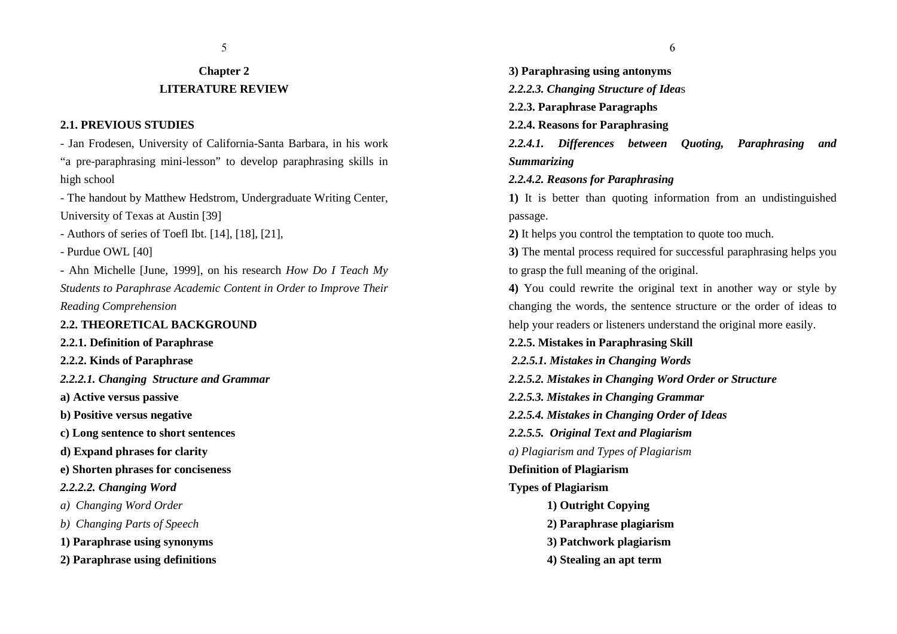# Chapter 2
# LITERATURE REVIEW

## 2.1. PREVIOUS STUDIES

- Jan Frodesen, University of California-Santa Barbara, in his work "a pre-paraphrasing mini-lesson" to develop paraphrasing skills in high school
- The handout by Matthew Hedstrom, Undergraduate Writing Center, University of Texas at Austin [39]
- Authors of series of Toefl Ibt. [14], [18], [21],
- Purdue OWL [40]
- Ahn Michelle [June, 1999], on his research *How Do I Teach My Students to Paraphrase Academic Content in Order to Improve Their Reading Comprehension*

## 2.2. THEORETICAL BACKGROUND

### 2.2.1. Definition of Paraphrase

### 2.2.2. Kinds of Paraphrase

#### *2.2.2.1. Changing Structure and Grammar*

**a) Active versus passive**

**b) Positive versus negative**

**c) Long sentence to short sentences**

**d) Expand phrases for clarity**

**e) Shorten phrases for conciseness**

#### *2.2.2.2. Changing Word*

*a) Changing Word Order*

*b) Changing Parts of Speech*

**1) Paraphrase using synonyms**

**2) Paraphrase using definitions**

**3) Paraphrasing using antonyms**

#### *2.2.2.3. Changing Structure of Ideas*

### 2.2.3. Paraphrase Paragraphs

### 2.2.4. Reasons for Paraphrasing

#### *2.2.4.1. Differences between Quoting, Paraphrasing and Summarizing*

#### *2.2.4.2. Reasons for Paraphrasing*

**1)** It is better than quoting information from an undistinguished passage.

**2)** It helps you control the temptation to quote too much.

**3)** The mental process required for successful paraphrasing helps you to grasp the full meaning of the original.

**4)** You could rewrite the original text in another way or style by changing the words, the sentence structure or the order of ideas to help your readers or listeners understand the original more easily.

### 2.2.5. Mistakes in Paraphrasing Skill

#### *2.2.5.1. Mistakes in Changing Words*

#### *2.2.5.2. Mistakes in Changing Word Order or Structure*

#### *2.2.5.3. Mistakes in Changing Grammar*

#### *2.2.5.4. Mistakes in Changing Order of Ideas*

#### *2.2.5.5. Original Text and Plagiarism*

*a) Plagiarism and Types of Plagiarism*

**Definition of Plagiarism**

**Types of Plagiarism**

**1) Outright Copying**

**2) Paraphrase plagiarism**

**3) Patchwork plagiarism**

**4) Stealing an apt term**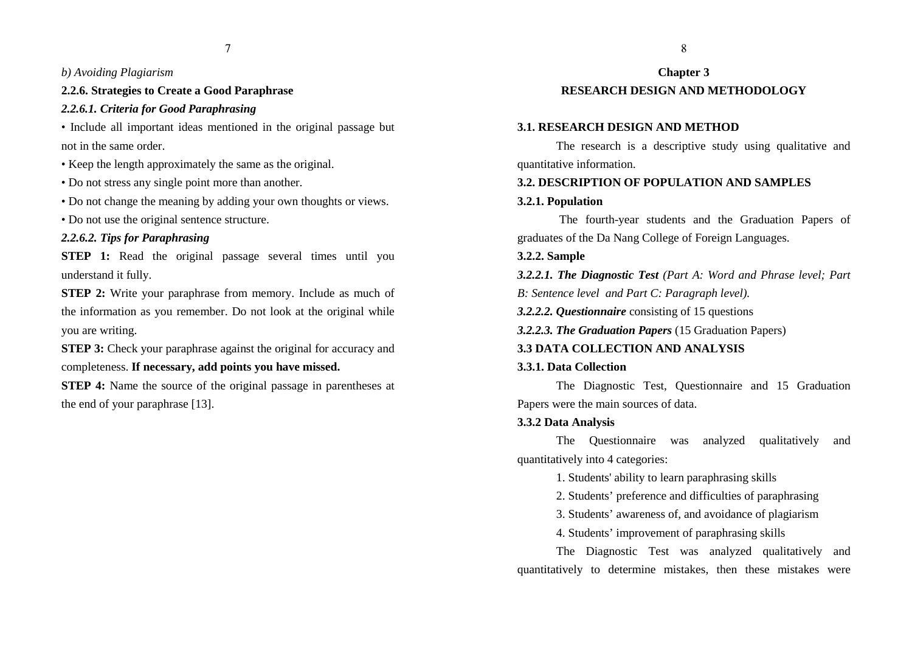*b) Avoiding Plagiarism*

### 2.2.6. Strategies to Create a Good Paraphrase

#### *2.2.6.1. Criteria for Good Paraphrasing*

- Include all important ideas mentioned in the original passage but not in the same order.
- Keep the length approximately the same as the original.
- Do not stress any single point more than another.
- Do not change the meaning by adding your own thoughts or views.
- Do not use the original sentence structure.

#### *2.2.6.2. Tips for Paraphrasing*

**STEP 1:** Read the original passage several times until you understand it fully.

**STEP 2:** Write your paraphrase from memory. Include as much of the information as you remember. Do not look at the original while you are writing.

**STEP 3:** Check your paraphrase against the original for accuracy and completeness. **If necessary, add points you have missed.**

**STEP 4:** Name the source of the original passage in parentheses at the end of your paraphrase [13].

# Chapter 3
# RESEARCH DESIGN AND METHODOLOGY

## 3.1. RESEARCH DESIGN AND METHOD

The research is a descriptive study using qualitative and quantitative information.

## 3.2. DESCRIPTION OF POPULATION AND SAMPLES

### 3.2.1. Population

The fourth-year students and the Graduation Papers of graduates of the Da Nang College of Foreign Languages.

### 3.2.2. Sample

***3.2.2.1. The Diagnostic Test*** *(Part A: Word and Phrase level; Part B: Sentence level and Part C: Paragraph level).*

***3.2.2.2. Questionnaire*** consisting of 15 questions

***3.2.2.3. The Graduation Papers*** (15 Graduation Papers)

## 3.3 DATA COLLECTION AND ANALYSIS

### 3.3.1. Data Collection

The Diagnostic Test, Questionnaire and 15 Graduation Papers were the main sources of data.

### 3.3.2 Data Analysis

The Questionnaire was analyzed qualitatively and quantitatively into 4 categories:

1. Students' ability to learn paraphrasing skills
2. Students' preference and difficulties of paraphrasing
3. Students' awareness of, and avoidance of plagiarism
4. Students' improvement of paraphrasing skills

The Diagnostic Test was analyzed qualitatively and quantitatively to determine mistakes, then these mistakes were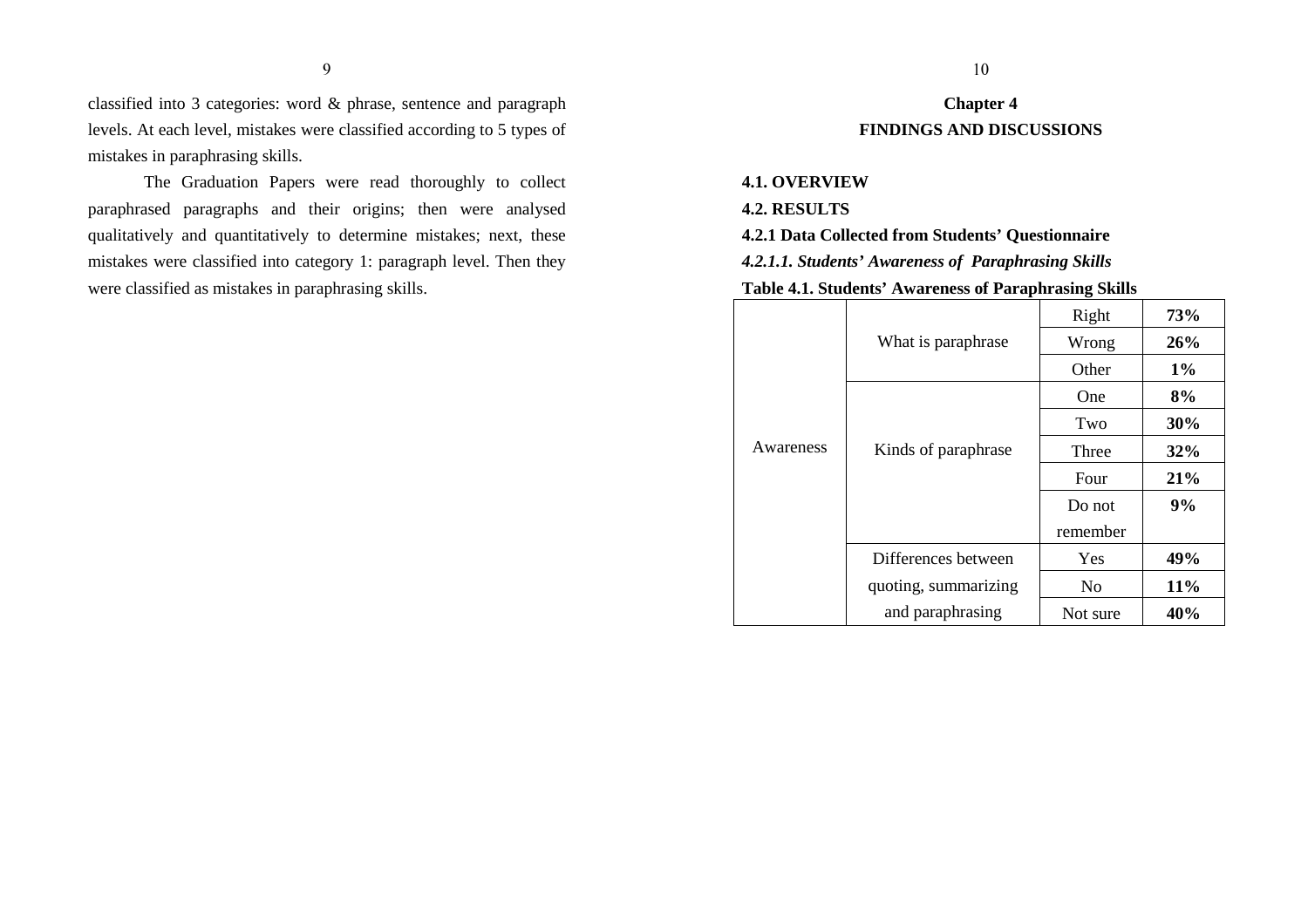classified into 3 categories: word & phrase, sentence and paragraph levels. At each level, mistakes were classified according to 5 types of mistakes in paraphrasing skills.

The Graduation Papers were read thoroughly to collect paraphrased paragraphs and their origins; then were analysed qualitatively and quantitatively to determine mistakes; next, these mistakes were classified into category 1: paragraph level. Then they were classified as mistakes in paraphrasing skills.

# Chapter 4
# FINDINGS AND DISCUSSIONS

## 4.1. OVERVIEW

## 4.2. RESULTS

### 4.2.1 Data Collected from Students' Questionnaire

#### *4.2.1.1. Students' Awareness of Paraphrasing Skills*

**Table 4.1. Students' Awareness of Paraphrasing Skills**

| | | | |
|---|---|---|---|
| Awareness | What is paraphrase | Right | **73%** |
| | | Wrong | **26%** |
| | | Other | **1%** |
| | Kinds of paraphrase | One | **8%** |
| | | Two | **30%** |
| | | Three | **32%** |
| | | Four | **21%** |
| | | Do not remember | **9%** |
| | Differences between quoting, summarizing and paraphrasing | Yes | **49%** |
| | | No | **11%** |
| | | Not sure | **40%** |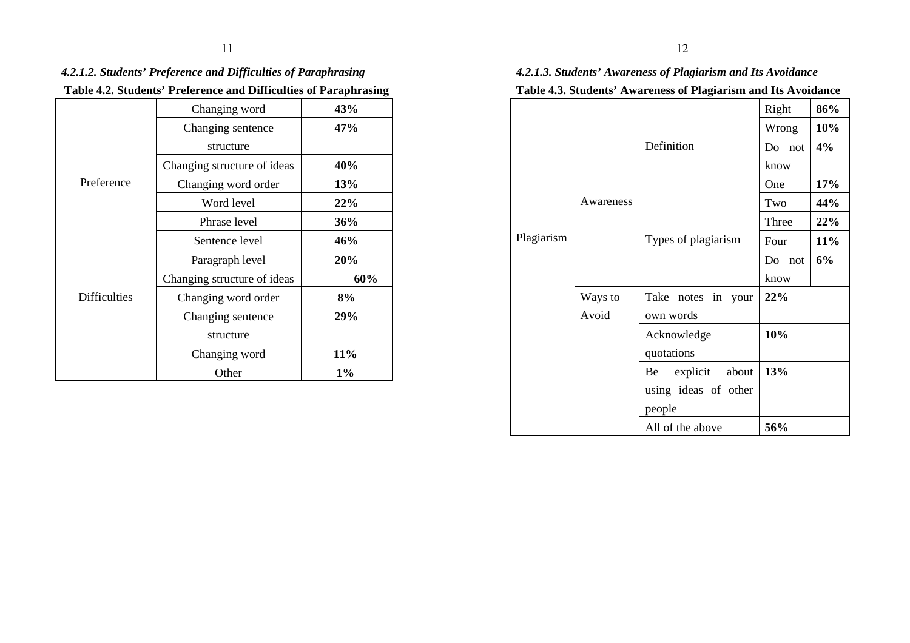#### *4.2.1.2. Students' Preference and Difficulties of Paraphrasing*

**Table 4.2. Students' Preference and Difficulties of Paraphrasing**

| | | |
|---|---|---|
| Preference | Changing word | **43%** |
| | Changing sentence structure | **47%** |
| | Changing structure of ideas | **40%** |
| | Changing word order | **13%** |
| | Word level | **22%** |
| | Phrase level | **36%** |
| | Sentence level | **46%** |
| | Paragraph level | **20%** |
| Difficulties | Changing structure of ideas | **60%** |
| | Changing word order | **8%** |
| | Changing sentence structure | **29%** |
| | Changing word | **11%** |
| | Other | **1%** |

#### *4.2.1.3. Students' Awareness of Plagiarism and Its Avoidance*

**Table 4.3. Students' Awareness of Plagiarism and Its Avoidance**

| | | | | |
|---|---|---|---|---|
| Plagiarism | Awareness | Definition | Right | **86%** |
| | | | Wrong | **10%** |
| | | | Do not know | **4%** |
| | | Types of plagiarism | One | **17%** |
| | | | Two | **44%** |
| | | | Three | **22%** |
| | | | Four | **11%** |
| | | | Do not know | **6%** |
| | Ways to Avoid | Take notes in your own words | **22%** | |
| | | Acknowledge quotations | **10%** | |
| | | Be explicit about using ideas of other people | **13%** | |
| | | All of the above | **56%** | |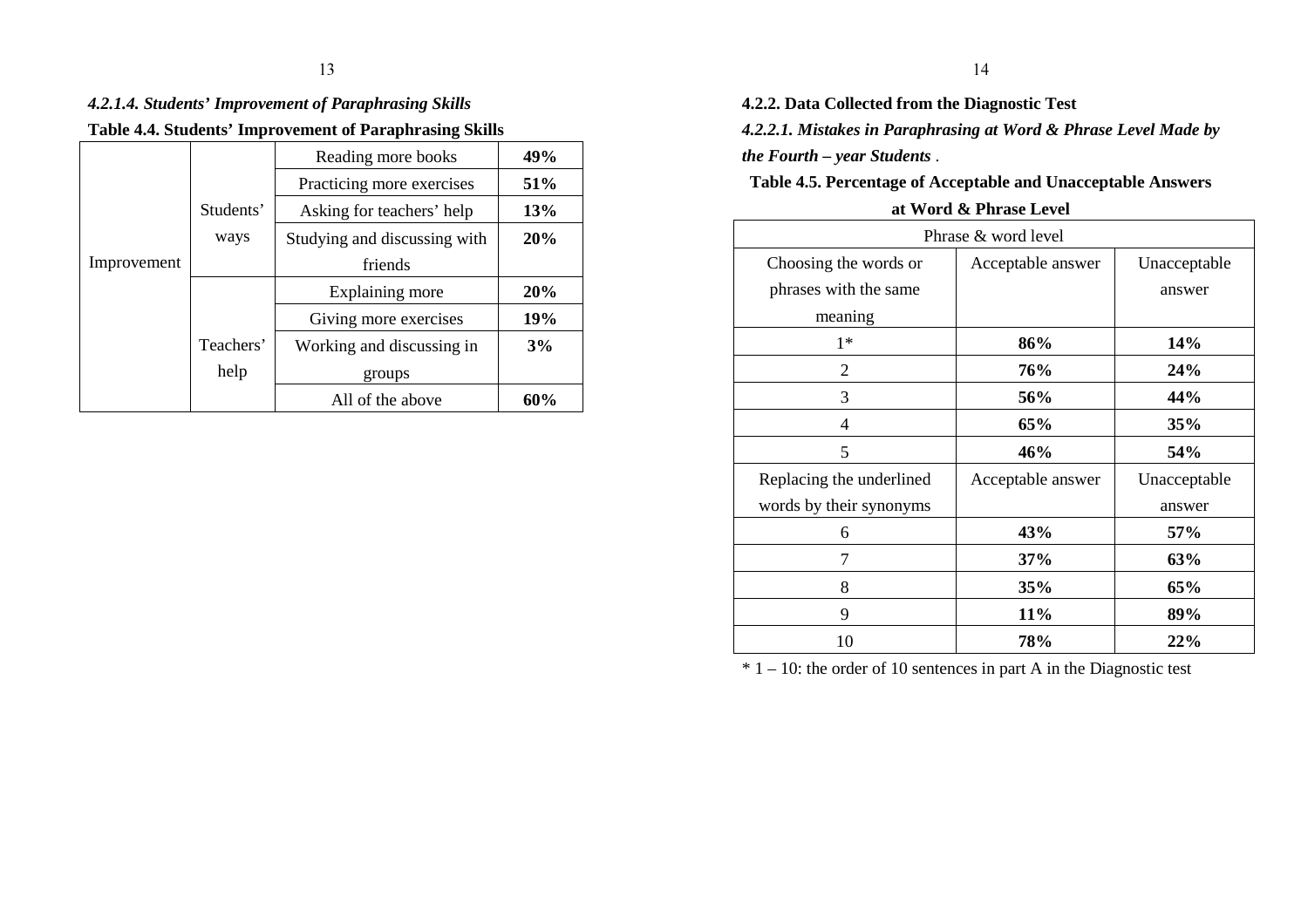#### *4.2.1.4. Students' Improvement of Paraphrasing Skills*

**Table 4.4. Students' Improvement of Paraphrasing Skills**

| | | | |
|---|---|---|---|
| Improvement | Students' ways | Reading more books | **49%** |
| | | Practicing more exercises | **51%** |
| | | Asking for teachers' help | **13%** |
| | | Studying and discussing with friends | **20%** |
| | Teachers' help | Explaining more | **20%** |
| | | Giving more exercises | **19%** |
| | | Working and discussing in groups | **3%** |
| | | All of the above | **60%** |

### 4.2.2. Data Collected from the Diagnostic Test

#### *4.2.2.1. Mistakes in Paraphrasing at Word & Phrase Level Made by the Fourth – year Students* .

**Table 4.5. Percentage of Acceptable and Unacceptable Answers at Word & Phrase Level**

| Phrase & word level | | |
|---|---|---|
| Choosing the words or phrases with the same meaning | Acceptable answer | Unacceptable answer |
| 1* | **86%** | **14%** |
| 2 | **76%** | **24%** |
| 3 | **56%** | **44%** |
| 4 | **65%** | **35%** |
| 5 | **46%** | **54%** |
| Replacing the underlined words by their synonyms | Acceptable answer | Unacceptable answer |
| 6 | **43%** | **57%** |
| 7 | **37%** | **63%** |
| 8 | **35%** | **65%** |
| 9 | **11%** | **89%** |
| 10 | **78%** | **22%** |

* 1 – 10: the order of 10 sentences in part A in the Diagnostic test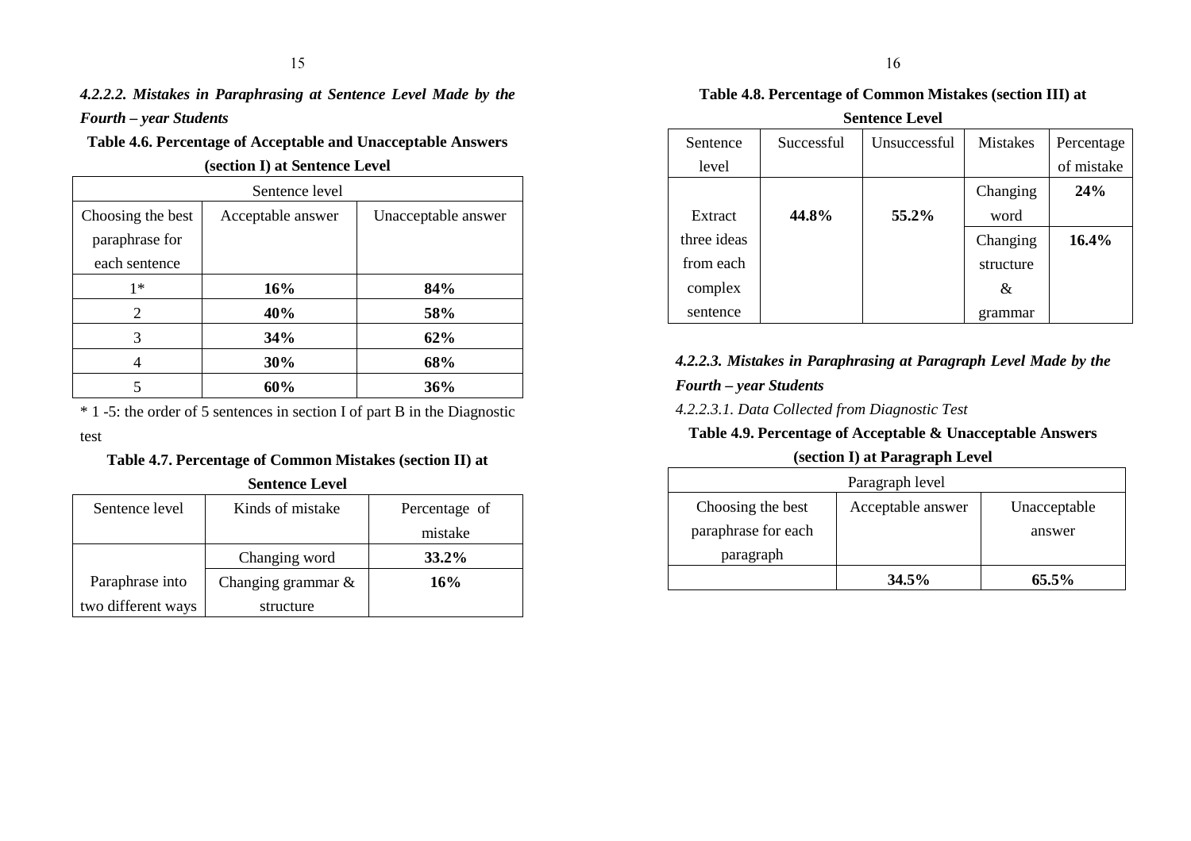#### *4.2.2.2. Mistakes in Paraphrasing at Sentence Level Made by the Fourth – year Students*

**Table 4.6. Percentage of Acceptable and Unacceptable Answers (section I) at Sentence Level**

| Sentence level | | |
|---|---|---|
| Choosing the best paraphrase for each sentence | Acceptable answer | Unacceptable answer |
| 1* | **16%** | **84%** |
| 2 | **40%** | **58%** |
| 3 | **34%** | **62%** |
| 4 | **30%** | **68%** |
| 5 | **60%** | **36%** |

* 1 -5: the order of 5 sentences in section I of part B in the Diagnostic test

**Table 4.7. Percentage of Common Mistakes (section II) at Sentence Level**

| Sentence level | Kinds of mistake | Percentage of mistake |
|---|---|---|
| Paraphrase into two different ways | Changing word | **33.2%** |
| | Changing grammar & structure | **16%** |

**Table 4.8. Percentage of Common Mistakes (section III) at Sentence Level**

| Sentence level | Successful | Unsuccessful | Mistakes | Percentage of mistake |
|---|---|---|---|---|
| Extract three ideas from each complex sentence | **44.8%** | **55.2%** | Changing word | **24%** |
| | | | Changing structure & grammar | **16.4%** |

#### *4.2.2.3. Mistakes in Paraphrasing at Paragraph Level Made by the Fourth – year Students*

*4.2.2.3.1. Data Collected from Diagnostic Test*

**Table 4.9. Percentage of Acceptable & Unacceptable Answers (section I) at Paragraph Level**

| Paragraph level | | |
|---|---|---|
| Choosing the best paraphrase for each paragraph | Acceptable answer | Unacceptable answer |
| | **34.5%** | **65.5%** |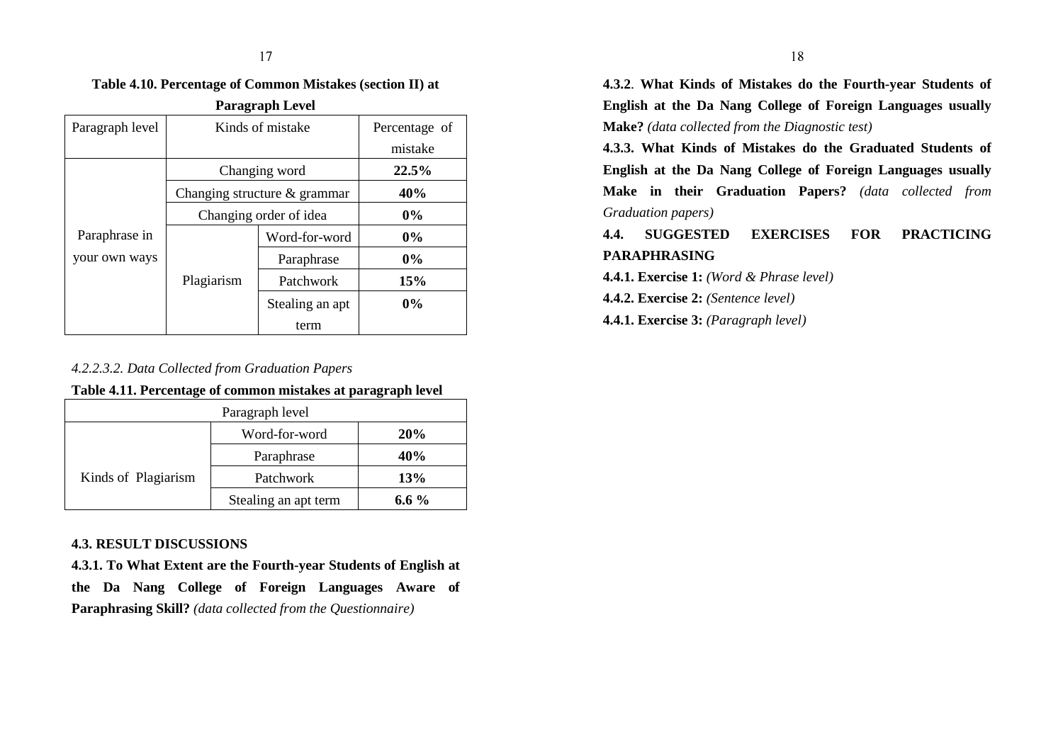**Table 4.10. Percentage of Common Mistakes (section II) at Paragraph Level**

| Paragraph level | Kinds of mistake | | Percentage of mistake |
|---|---|---|---|
| Paraphrase in your own ways | Changing word | | **22.5%** |
| | Changing structure & grammar | | **40%** |
| | Changing order of idea | | **0%** |
| | Plagiarism | Word-for-word | **0%** |
| | | Paraphrase | **0%** |
| | | Patchwork | **15%** |
| | | Stealing an apt term | **0%** |

*4.2.2.3.2. Data Collected from Graduation Papers*

**Table 4.11. Percentage of common mistakes at paragraph level**

| Paragraph level | | |
|---|---|---|
| Kinds of Plagiarism | Word-for-word | **20%** |
| | Paraphrase | **40%** |
| | Patchwork | **13%** |
| | Stealing an apt term | **6.6 %** |

### 4.3. RESULT DISCUSSIONS

**4.3.1. To What Extent are the Fourth-year Students of English at the Da Nang College of Foreign Languages Aware of Paraphrasing Skill?** *(data collected from the Questionnaire)*

**4.3.2. What Kinds of Mistakes do the Fourth-year Students of English at the Da Nang College of Foreign Languages usually Make?** *(data collected from the Diagnostic test)*

**4.3.3. What Kinds of Mistakes do the Graduated Students of English at the Da Nang College of Foreign Languages usually Make in their Graduation Papers?** *(data collected from Graduation papers)*

### 4.4. SUGGESTED EXERCISES FOR PRACTICING PARAPHRASING

**4.4.1. Exercise 1:** *(Word & Phrase level)*

**4.4.2. Exercise 2:** *(Sentence level)*

**4.4.1. Exercise 3:** *(Paragraph level)*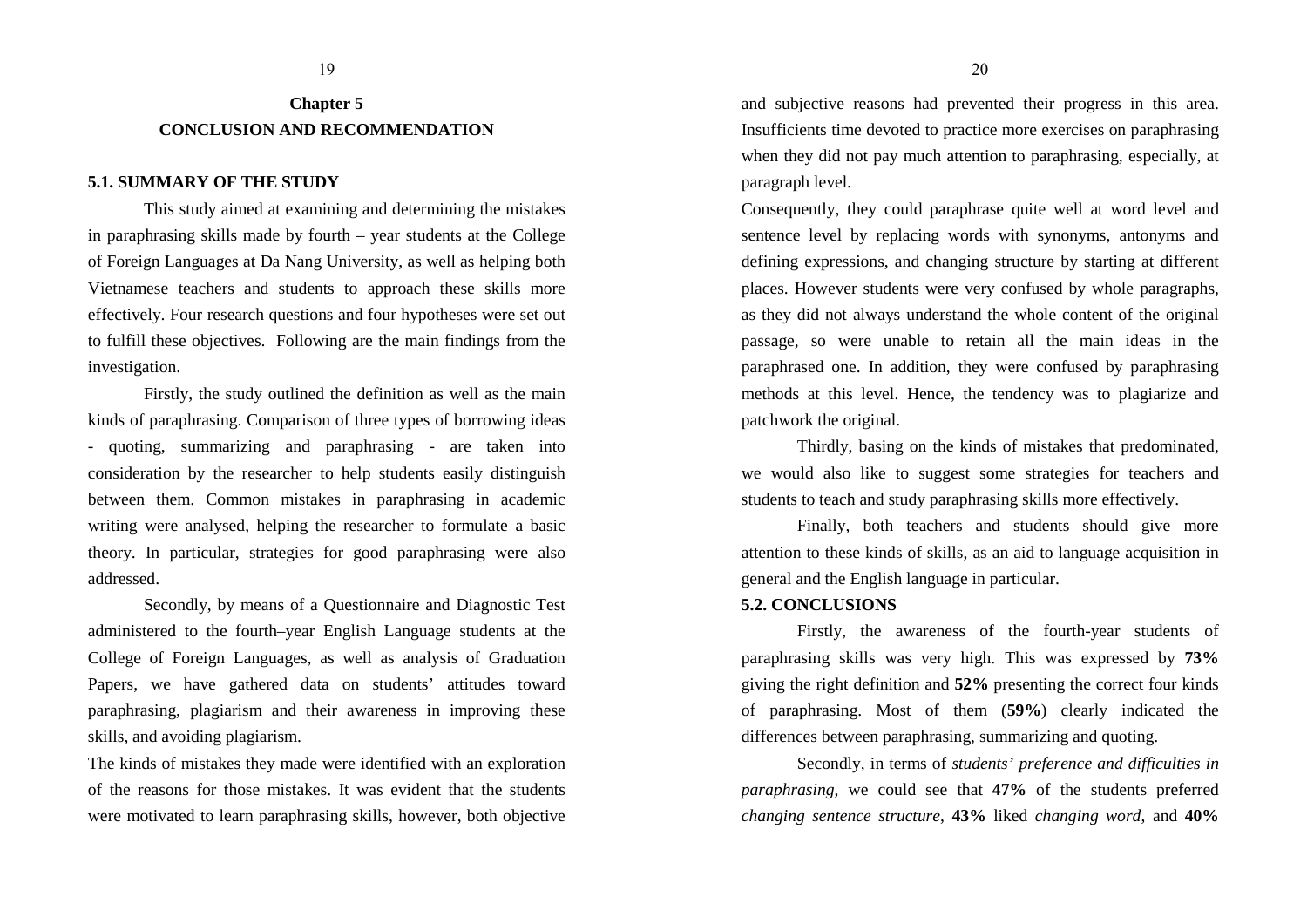# Chapter 5
# CONCLUSION AND RECOMMENDATION

## 5.1. SUMMARY OF THE STUDY

This study aimed at examining and determining the mistakes in paraphrasing skills made by fourth – year students at the College of Foreign Languages at Da Nang University, as well as helping both Vietnamese teachers and students to approach these skills more effectively. Four research questions and four hypotheses were set out to fulfill these objectives. Following are the main findings from the investigation.

Firstly, the study outlined the definition as well as the main kinds of paraphrasing. Comparison of three types of borrowing ideas - quoting, summarizing and paraphrasing - are taken into consideration by the researcher to help students easily distinguish between them. Common mistakes in paraphrasing in academic writing were analysed, helping the researcher to formulate a basic theory. In particular, strategies for good paraphrasing were also addressed.

Secondly, by means of a Questionnaire and Diagnostic Test administered to the fourth–year English Language students at the College of Foreign Languages, as well as analysis of Graduation Papers, we have gathered data on students' attitudes toward paraphrasing, plagiarism and their awareness in improving these skills, and avoiding plagiarism.

The kinds of mistakes they made were identified with an exploration of the reasons for those mistakes. It was evident that the students were motivated to learn paraphrasing skills, however, both objective and subjective reasons had prevented their progress in this area. Insufficients time devoted to practice more exercises on paraphrasing when they did not pay much attention to paraphrasing, especially, at paragraph level.

Consequently, they could paraphrase quite well at word level and sentence level by replacing words with synonyms, antonyms and defining expressions, and changing structure by starting at different places. However students were very confused by whole paragraphs, as they did not always understand the whole content of the original passage, so were unable to retain all the main ideas in the paraphrased one. In addition, they were confused by paraphrasing methods at this level. Hence, the tendency was to plagiarize and patchwork the original.

Thirdly, basing on the kinds of mistakes that predominated, we would also like to suggest some strategies for teachers and students to teach and study paraphrasing skills more effectively.

Finally, both teachers and students should give more attention to these kinds of skills, as an aid to language acquisition in general and the English language in particular.

## 5.2. CONCLUSIONS

Firstly, the awareness of the fourth-year students of paraphrasing skills was very high. This was expressed by **73%** giving the right definition and **52%** presenting the correct four kinds of paraphrasing. Most of them (**59%**) clearly indicated the differences between paraphrasing, summarizing and quoting.

Secondly, in terms of *students' preference and difficulties in paraphrasing*, we could see that **47%** of the students preferred *changing sentence structure*, **43%** liked *changing word*, and **40%**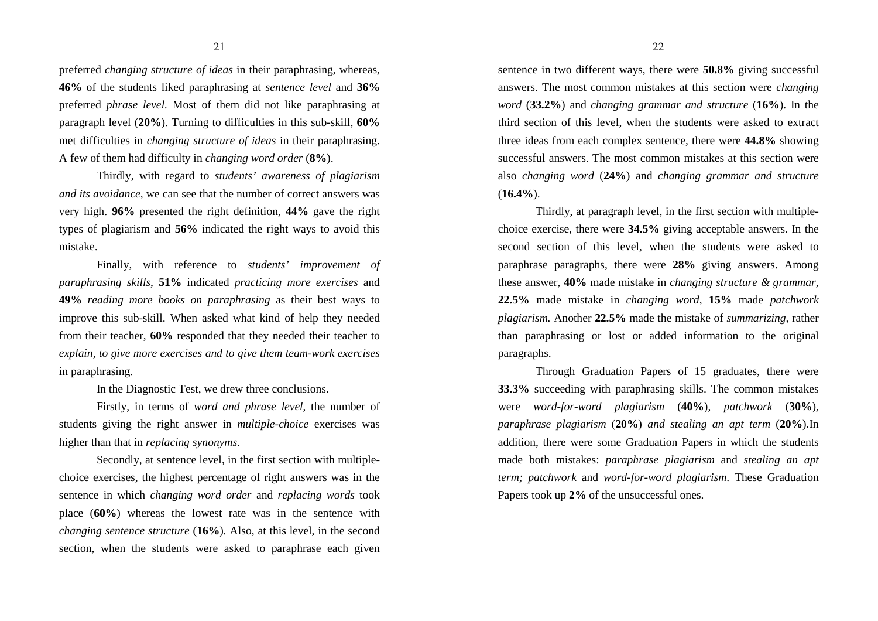preferred *changing structure of ideas* in their paraphrasing, whereas, **46%** of the students liked paraphrasing at *sentence level* and **36%** preferred *phrase level.* Most of them did not like paraphrasing at paragraph level (**20%**). Turning to difficulties in this sub-skill, **60%** met difficulties in *changing structure of ideas* in their paraphrasing. A few of them had difficulty in *changing word order* (**8%**).

Thirdly, with regard to *students' awareness of plagiarism and its avoidance,* we can see that the number of correct answers was very high. **96%** presented the right definition, **44%** gave the right types of plagiarism and **56%** indicated the right ways to avoid this mistake.

Finally, with reference to *students' improvement of paraphrasing skills,* **51%** indicated *practicing more exercises* and **49%** *reading more books on paraphrasing* as their best ways to improve this sub-skill. When asked what kind of help they needed from their teacher, **60%** responded that they needed their teacher to *explain, to give more exercises and to give them team-work exercises* in paraphrasing.

In the Diagnostic Test, we drew three conclusions.

Firstly, in terms of *word and phrase level,* the number of students giving the right answer in *multiple-choice* exercises was higher than that in *replacing synonyms*.

Secondly, at sentence level, in the first section with multiple-choice exercises, the highest percentage of right answers was in the sentence in which *changing word order* and *replacing words* took place (**60%**) whereas the lowest rate was in the sentence with *changing sentence structure* (**16%**)*.* Also, at this level, in the second section, when the students were asked to paraphrase each given sentence in two different ways, there were **50.8%** giving successful answers. The most common mistakes at this section were *changing word* (**33.2%**) and *changing grammar and structure* (**16%**). In the third section of this level, when the students were asked to extract three ideas from each complex sentence, there were **44.8%** showing successful answers. The most common mistakes at this section were also *changing word* (**24%**) and *changing grammar and structure* (**16.4%**).

Thirdly, at paragraph level, in the first section with multiple-choice exercise, there were **34.5%** giving acceptable answers. In the second section of this level, when the students were asked to paraphrase paragraphs, there were **28%** giving answers. Among these answer, **40%** made mistake in *changing structure & grammar*, **22.5%** made mistake in *changing word*, **15%** made *patchwork plagiarism.* Another **22.5%** made the mistake of *summarizing,* rather than paraphrasing or lost or added information to the original paragraphs.

Through Graduation Papers of 15 graduates, there were **33.3%** succeeding with paraphrasing skills. The common mistakes were *word-for-word plagiarism* (**40%**), *patchwork* (**30%**), *paraphrase plagiarism* (**20%**) *and stealing an apt term* (**20%**).In addition, there were some Graduation Papers in which the students made both mistakes: *paraphrase plagiarism* and *stealing an apt term; patchwork* and *word-for-word plagiarism*. These Graduation Papers took up **2%** of the unsuccessful ones.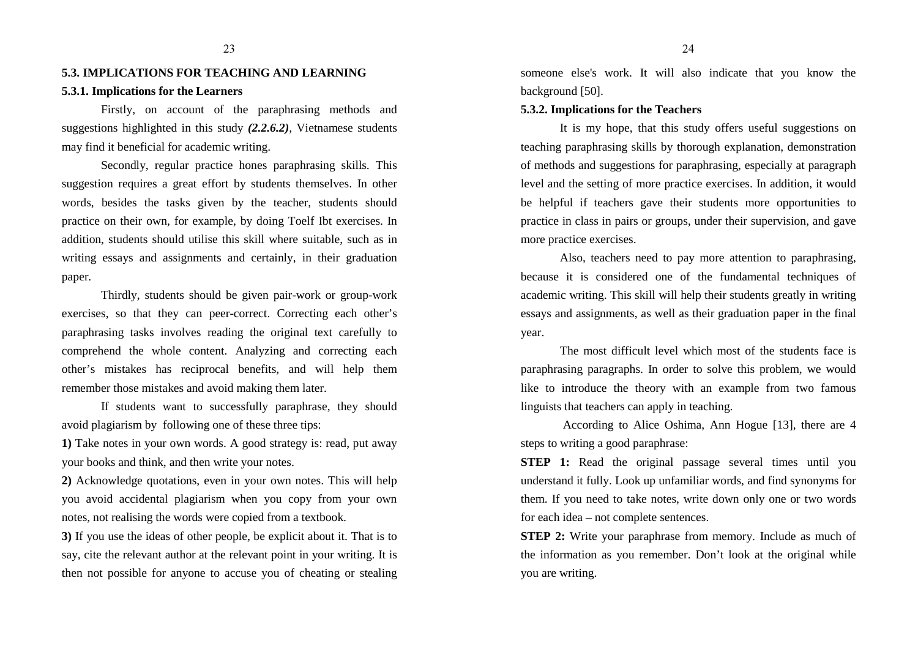### 5.3. IMPLICATIONS FOR TEACHING AND LEARNING

#### 5.3.1. Implications for the Learners

Firstly, on account of the paraphrasing methods and suggestions highlighted in this study ***(2.2.6.2)***, Vietnamese students may find it beneficial for academic writing.

Secondly, regular practice hones paraphrasing skills. This suggestion requires a great effort by students themselves. In other words, besides the tasks given by the teacher, students should practice on their own, for example, by doing Toelf Ibt exercises. In addition, students should utilise this skill where suitable, such as in writing essays and assignments and certainly, in their graduation paper.

Thirdly, students should be given pair-work or group-work exercises, so that they can peer-correct. Correcting each other's paraphrasing tasks involves reading the original text carefully to comprehend the whole content. Analyzing and correcting each other's mistakes has reciprocal benefits, and will help them remember those mistakes and avoid making them later.

If students want to successfully paraphrase, they should avoid plagiarism by following one of these three tips:

**1)** Take notes in your own words. A good strategy is: read, put away your books and think, and then write your notes.

**2)** Acknowledge quotations, even in your own notes. This will help you avoid accidental plagiarism when you copy from your own notes, not realising the words were copied from a textbook.

**3)** If you use the ideas of other people, be explicit about it. That is to say, cite the relevant author at the relevant point in your writing. It is then not possible for anyone to accuse you of cheating or stealing someone else's work. It will also indicate that you know the background [50].

#### 5.3.2. Implications for the Teachers

It is my hope, that this study offers useful suggestions on teaching paraphrasing skills by thorough explanation, demonstration of methods and suggestions for paraphrasing, especially at paragraph level and the setting of more practice exercises. In addition, it would be helpful if teachers gave their students more opportunities to practice in class in pairs or groups, under their supervision, and gave more practice exercises.

Also, teachers need to pay more attention to paraphrasing, because it is considered one of the fundamental techniques of academic writing. This skill will help their students greatly in writing essays and assignments, as well as their graduation paper in the final year.

The most difficult level which most of the students face is paraphrasing paragraphs. In order to solve this problem, we would like to introduce the theory with an example from two famous linguists that teachers can apply in teaching.

According to Alice Oshima, Ann Hogue [13], there are 4 steps to writing a good paraphrase:

**STEP 1:** Read the original passage several times until you understand it fully. Look up unfamiliar words, and find synonyms for them. If you need to take notes, write down only one or two words for each idea – not complete sentences.

**STEP 2:** Write your paraphrase from memory. Include as much of the information as you remember. Don't look at the original while you are writing.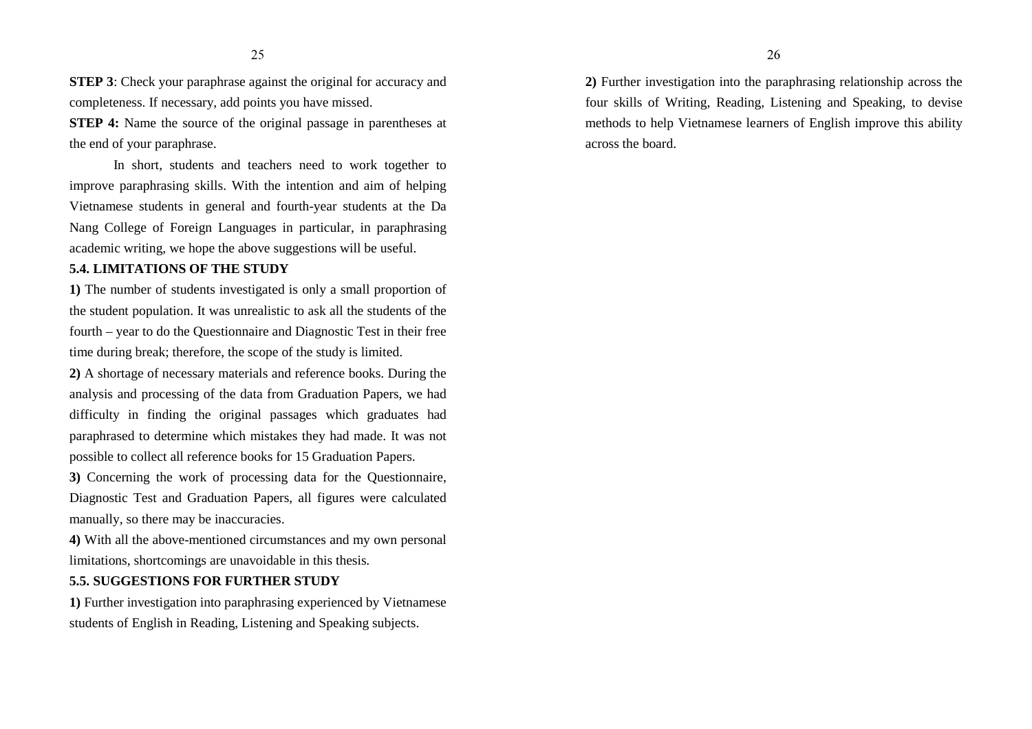**STEP 3**: Check your paraphrase against the original for accuracy and completeness. If necessary, add points you have missed.

**STEP 4:** Name the source of the original passage in parentheses at the end of your paraphrase.

In short, students and teachers need to work together to improve paraphrasing skills. With the intention and aim of helping Vietnamese students in general and fourth-year students at the Da Nang College of Foreign Languages in particular, in paraphrasing academic writing, we hope the above suggestions will be useful.

### 5.4. LIMITATIONS OF THE STUDY

**1)** The number of students investigated is only a small proportion of the student population. It was unrealistic to ask all the students of the fourth – year to do the Questionnaire and Diagnostic Test in their free time during break; therefore, the scope of the study is limited.

**2)** A shortage of necessary materials and reference books. During the analysis and processing of the data from Graduation Papers, we had difficulty in finding the original passages which graduates had paraphrased to determine which mistakes they had made. It was not possible to collect all reference books for 15 Graduation Papers.

**3)** Concerning the work of processing data for the Questionnaire, Diagnostic Test and Graduation Papers, all figures were calculated manually, so there may be inaccuracies.

**4)** With all the above-mentioned circumstances and my own personal limitations, shortcomings are unavoidable in this thesis.

### 5.5. SUGGESTIONS FOR FURTHER STUDY

**1)** Further investigation into paraphrasing experienced by Vietnamese students of English in Reading, Listening and Speaking subjects.

**2)** Further investigation into the paraphrasing relationship across the four skills of Writing, Reading, Listening and Speaking, to devise methods to help Vietnamese learners of English improve this ability across the board.